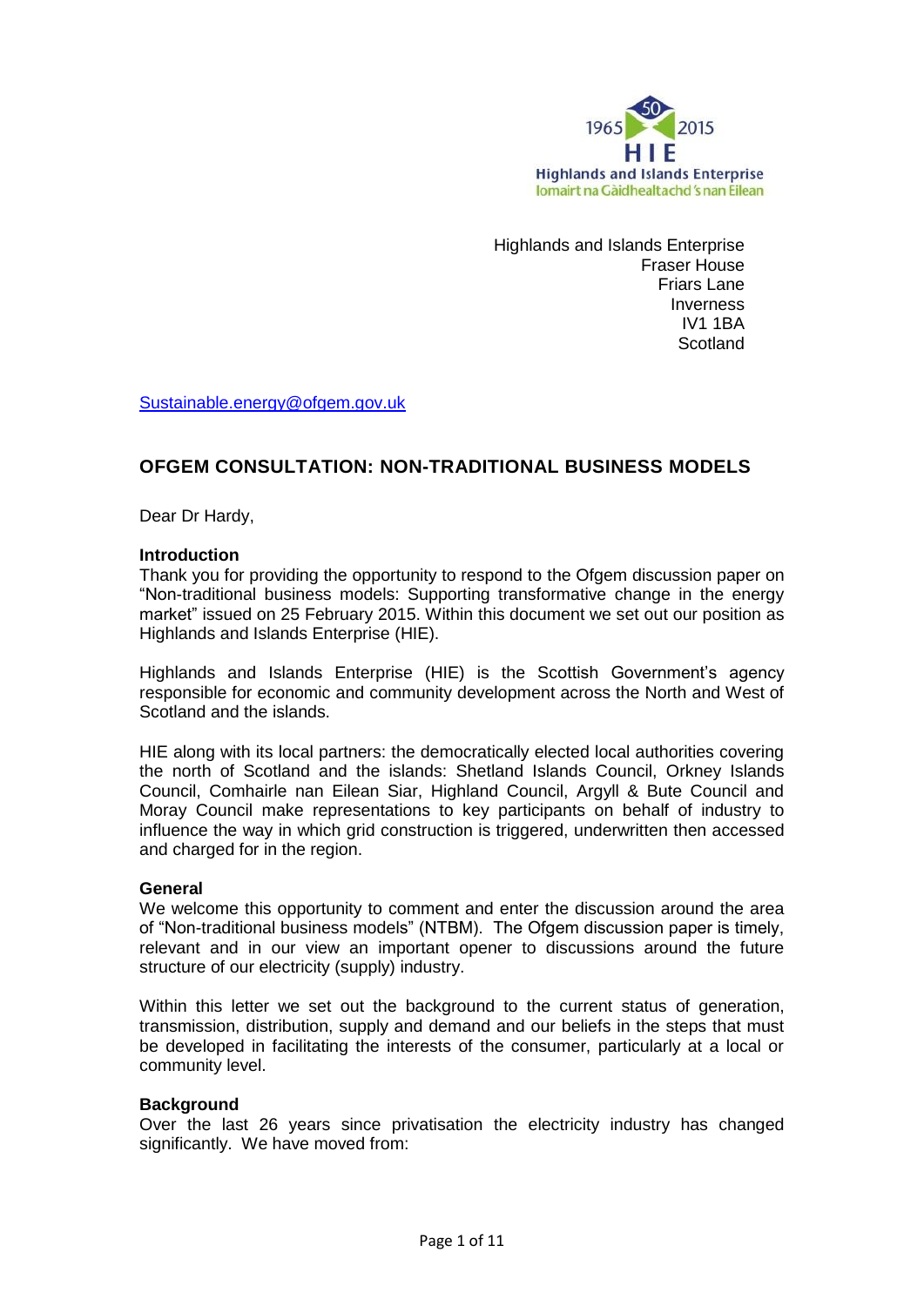1965 50 2015
HIE
Highlands and Islands Enterprise
Iomairt na Gàidhealtachd 's nan Eilean

Highlands and Islands Enterprise
Fraser House
Friars Lane
Inverness
IV1 1BA
Scotland

Sustainable.energy@ofgem.gov.uk

## OFGEM CONSULTATION: NON-TRADITIONAL BUSINESS MODELS

Dear Dr Hardy,

**Introduction**

Thank you for providing the opportunity to respond to the Ofgem discussion paper on "Non-traditional business models: Supporting transformative change in the energy market" issued on 25 February 2015. Within this document we set out our position as Highlands and Islands Enterprise (HIE).

Highlands and Islands Enterprise (HIE) is the Scottish Government's agency responsible for economic and community development across the North and West of Scotland and the islands.

HIE along with its local partners: the democratically elected local authorities covering the north of Scotland and the islands: Shetland Islands Council, Orkney Islands Council, Comhairle nan Eilean Siar, Highland Council, Argyll & Bute Council and Moray Council make representations to key participants on behalf of industry to influence the way in which grid construction is triggered, underwritten then accessed and charged for in the region.

**General**

We welcome this opportunity to comment and enter the discussion around the area of "Non-traditional business models" (NTBM). The Ofgem discussion paper is timely, relevant and in our view an important opener to discussions around the future structure of our electricity (supply) industry.

Within this letter we set out the background to the current status of generation, transmission, distribution, supply and demand and our beliefs in the steps that must be developed in facilitating the interests of the consumer, particularly at a local or community level.

**Background**

Over the last 26 years since privatisation the electricity industry has changed significantly. We have moved from: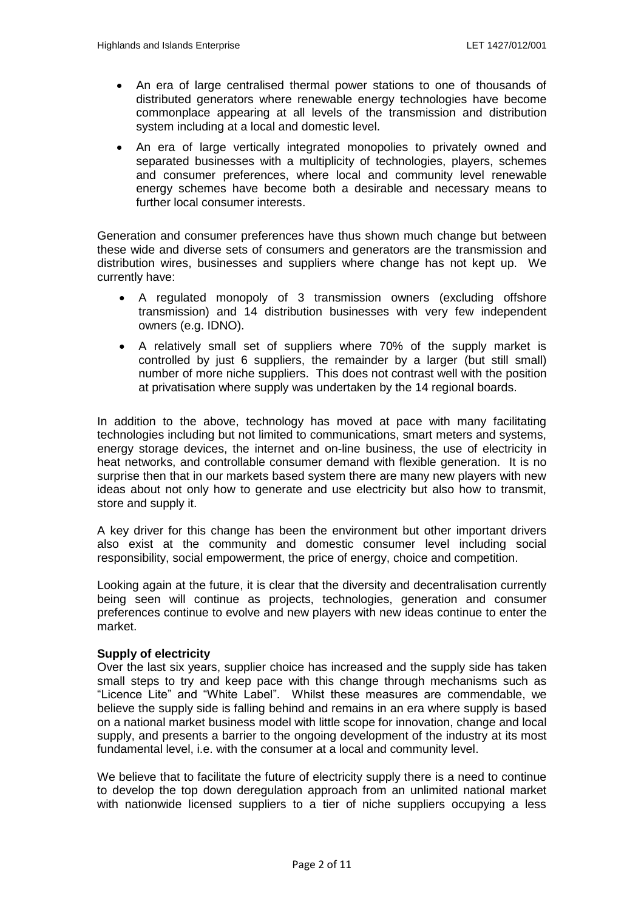- An era of large centralised thermal power stations to one of thousands of distributed generators where renewable energy technologies have become commonplace appearing at all levels of the transmission and distribution system including at a local and domestic level.
- An era of large vertically integrated monopolies to privately owned and separated businesses with a multiplicity of technologies, players, schemes and consumer preferences, where local and community level renewable energy schemes have become both a desirable and necessary means to further local consumer interests.

Generation and consumer preferences have thus shown much change but between these wide and diverse sets of consumers and generators are the transmission and distribution wires, businesses and suppliers where change has not kept up. We currently have:

- A regulated monopoly of 3 transmission owners (excluding offshore transmission) and 14 distribution businesses with very few independent owners (e.g. IDNO).
- A relatively small set of suppliers where 70% of the supply market is controlled by just 6 suppliers, the remainder by a larger (but still small) number of more niche suppliers. This does not contrast well with the position at privatisation where supply was undertaken by the 14 regional boards.

In addition to the above, technology has moved at pace with many facilitating technologies including but not limited to communications, smart meters and systems, energy storage devices, the internet and on-line business, the use of electricity in heat networks, and controllable consumer demand with flexible generation. It is no surprise then that in our markets based system there are many new players with new ideas about not only how to generate and use electricity but also how to transmit, store and supply it.

A key driver for this change has been the environment but other important drivers also exist at the community and domestic consumer level including social responsibility, social empowerment, the price of energy, choice and competition.

Looking again at the future, it is clear that the diversity and decentralisation currently being seen will continue as projects, technologies, generation and consumer preferences continue to evolve and new players with new ideas continue to enter the market.

**Supply of electricity**

Over the last six years, supplier choice has increased and the supply side has taken small steps to try and keep pace with this change through mechanisms such as "Licence Lite" and "White Label". Whilst these measures are commendable, we believe the supply side is falling behind and remains in an era where supply is based on a national market business model with little scope for innovation, change and local supply, and presents a barrier to the ongoing development of the industry at its most fundamental level, i.e. with the consumer at a local and community level.

We believe that to facilitate the future of electricity supply there is a need to continue to develop the top down deregulation approach from an unlimited national market with nationwide licensed suppliers to a tier of niche suppliers occupying a less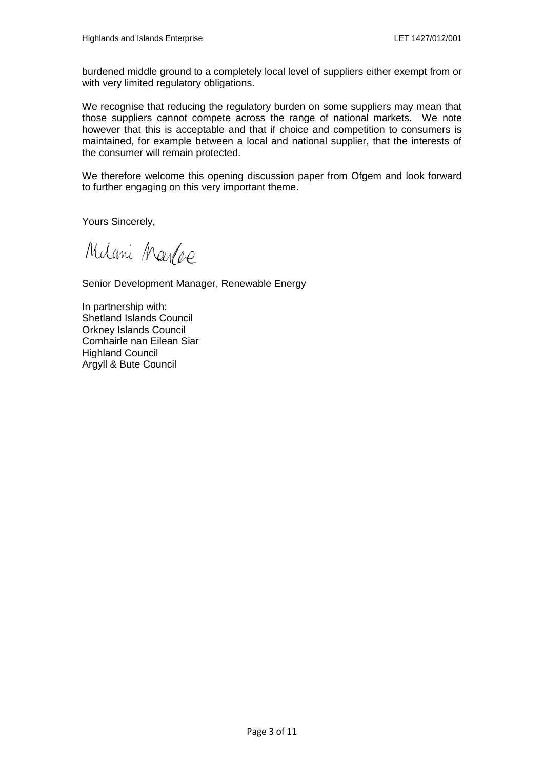burdened middle ground to a completely local level of suppliers either exempt from or with very limited regulatory obligations.

We recognise that reducing the regulatory burden on some suppliers may mean that those suppliers cannot compete across the range of national markets. We note however that this is acceptable and that if choice and competition to consumers is maintained, for example between a local and national supplier, that the interests of the consumer will remain protected.

We therefore welcome this opening discussion paper from Ofgem and look forward to further engaging on this very important theme.

Yours Sincerely,

Senior Development Manager, Renewable Energy

In partnership with:
Shetland Islands Council
Orkney Islands Council
Comhairle nan Eilean Siar
Highland Council
Argyll & Bute Council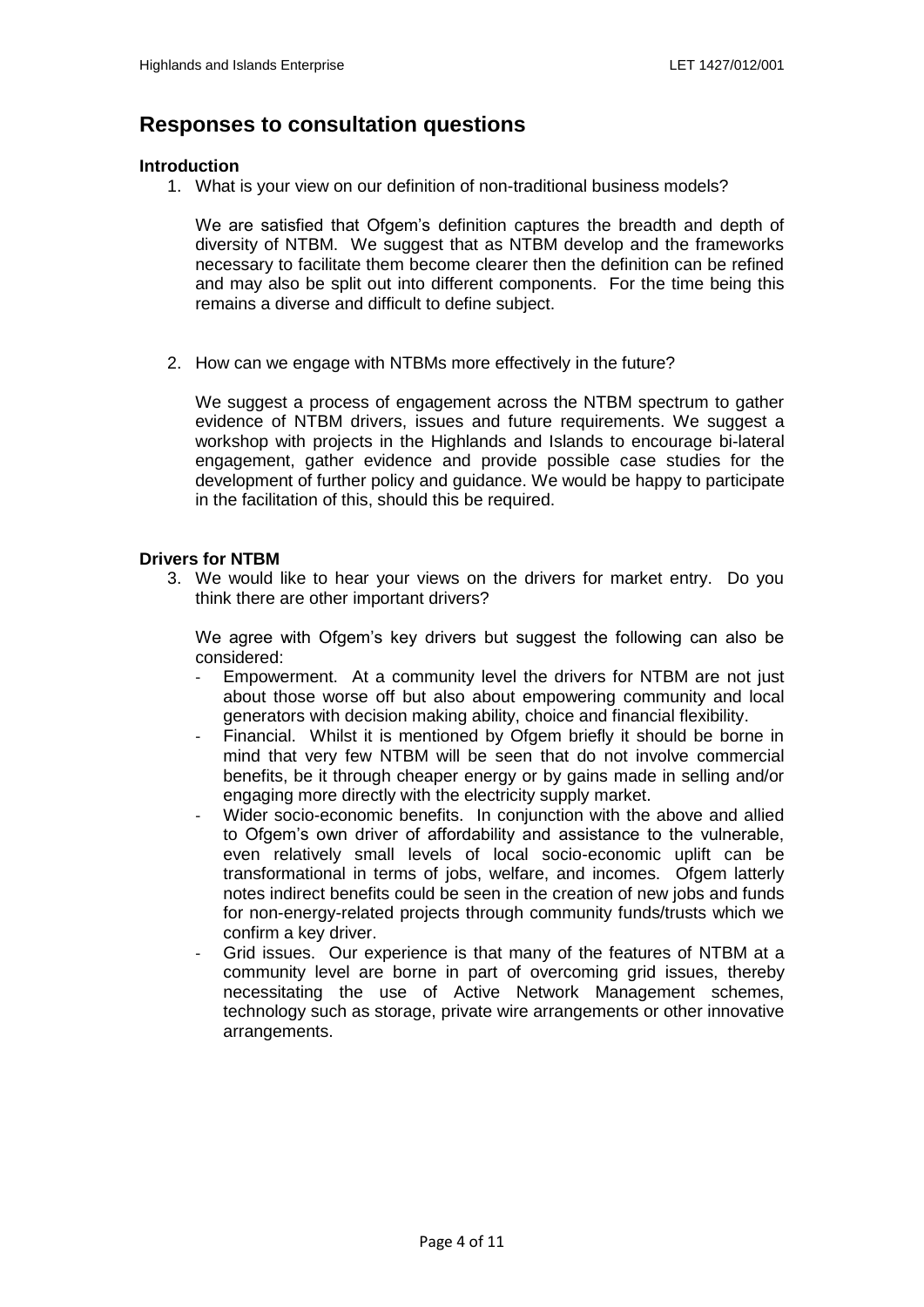## Responses to consultation questions

### Introduction

1. What is your view on our definition of non-traditional business models?

   We are satisfied that Ofgem's definition captures the breadth and depth of diversity of NTBM. We suggest that as NTBM develop and the frameworks necessary to facilitate them become clearer then the definition can be refined and may also be split out into different components. For the time being this remains a diverse and difficult to define subject.

2. How can we engage with NTBMs more effectively in the future?

   We suggest a process of engagement across the NTBM spectrum to gather evidence of NTBM drivers, issues and future requirements. We suggest a workshop with projects in the Highlands and Islands to encourage bi-lateral engagement, gather evidence and provide possible case studies for the development of further policy and guidance. We would be happy to participate in the facilitation of this, should this be required.

### Drivers for NTBM

3. We would like to hear your views on the drivers for market entry. Do you think there are other important drivers?

   We agree with Ofgem's key drivers but suggest the following can also be considered:

   - Empowerment. At a community level the drivers for NTBM are not just about those worse off but also about empowering community and local generators with decision making ability, choice and financial flexibility.
   - Financial. Whilst it is mentioned by Ofgem briefly it should be borne in mind that very few NTBM will be seen that do not involve commercial benefits, be it through cheaper energy or by gains made in selling and/or engaging more directly with the electricity supply market.
   - Wider socio-economic benefits. In conjunction with the above and allied to Ofgem's own driver of affordability and assistance to the vulnerable, even relatively small levels of local socio-economic uplift can be transformational in terms of jobs, welfare, and incomes. Ofgem latterly notes indirect benefits could be seen in the creation of new jobs and funds for non-energy-related projects through community funds/trusts which we confirm a key driver.
   - Grid issues. Our experience is that many of the features of NTBM at a community level are borne in part of overcoming grid issues, thereby necessitating the use of Active Network Management schemes, technology such as storage, private wire arrangements or other innovative arrangements.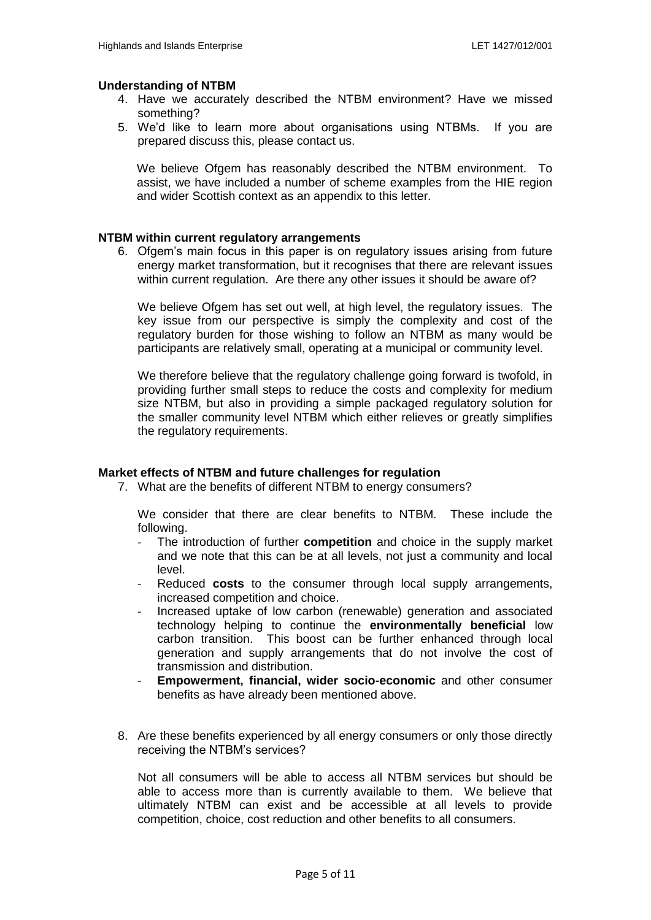**Understanding of NTBM**

4. Have we accurately described the NTBM environment? Have we missed something?
5. We'd like to learn more about organisations using NTBMs. If you are prepared discuss this, please contact us.

   We believe Ofgem has reasonably described the NTBM environment. To assist, we have included a number of scheme examples from the HIE region and wider Scottish context as an appendix to this letter.

**NTBM within current regulatory arrangements**

6. Ofgem's main focus in this paper is on regulatory issues arising from future energy market transformation, but it recognises that there are relevant issues within current regulation. Are there any other issues it should be aware of?

   We believe Ofgem has set out well, at high level, the regulatory issues. The key issue from our perspective is simply the complexity and cost of the regulatory burden for those wishing to follow an NTBM as many would be participants are relatively small, operating at a municipal or community level.

   We therefore believe that the regulatory challenge going forward is twofold, in providing further small steps to reduce the costs and complexity for medium size NTBM, but also in providing a simple packaged regulatory solution for the smaller community level NTBM which either relieves or greatly simplifies the regulatory requirements.

**Market effects of NTBM and future challenges for regulation**

7. What are the benefits of different NTBM to energy consumers?

   We consider that there are clear benefits to NTBM. These include the following.

   - The introduction of further **competition** and choice in the supply market and we note that this can be at all levels, not just a community and local level.
   - Reduced **costs** to the consumer through local supply arrangements, increased competition and choice.
   - Increased uptake of low carbon (renewable) generation and associated technology helping to continue the **environmentally beneficial** low carbon transition. This boost can be further enhanced through local generation and supply arrangements that do not involve the cost of transmission and distribution.
   - **Empowerment, financial, wider socio-economic** and other consumer benefits as have already been mentioned above.

8. Are these benefits experienced by all energy consumers or only those directly receiving the NTBM's services?

   Not all consumers will be able to access all NTBM services but should be able to access more than is currently available to them. We believe that ultimately NTBM can exist and be accessible at all levels to provide competition, choice, cost reduction and other benefits to all consumers.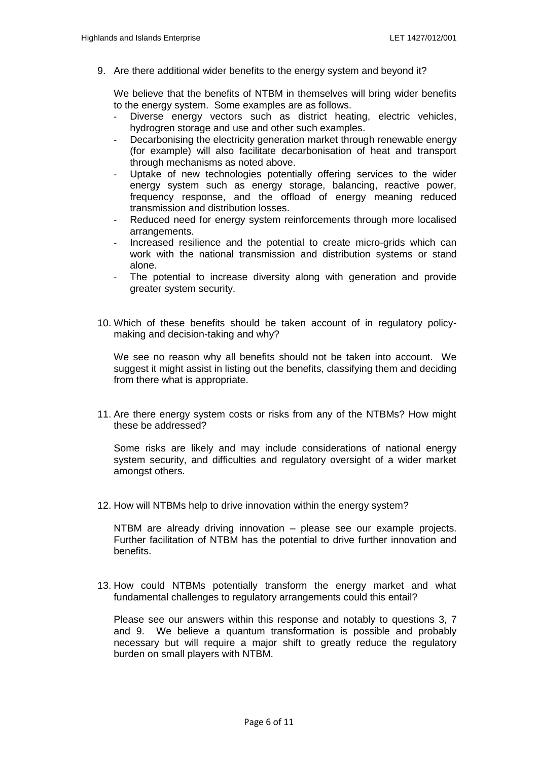9. Are there additional wider benefits to the energy system and beyond it?

   We believe that the benefits of NTBM in themselves will bring wider benefits to the energy system. Some examples are as follows.

   - Diverse energy vectors such as district heating, electric vehicles, hydrogren storage and use and other such examples.
   - Decarbonising the electricity generation market through renewable energy (for example) will also facilitate decarbonisation of heat and transport through mechanisms as noted above.
   - Uptake of new technologies potentially offering services to the wider energy system such as energy storage, balancing, reactive power, frequency response, and the offload of energy meaning reduced transmission and distribution losses.
   - Reduced need for energy system reinforcements through more localised arrangements.
   - Increased resilience and the potential to create micro-grids which can work with the national transmission and distribution systems or stand alone.
   - The potential to increase diversity along with generation and provide greater system security.

10. Which of these benefits should be taken account of in regulatory policy-making and decision-taking and why?

    We see no reason why all benefits should not be taken into account. We suggest it might assist in listing out the benefits, classifying them and deciding from there what is appropriate.

11. Are there energy system costs or risks from any of the NTBMs? How might these be addressed?

    Some risks are likely and may include considerations of national energy system security, and difficulties and regulatory oversight of a wider market amongst others.

12. How will NTBMs help to drive innovation within the energy system?

    NTBM are already driving innovation – please see our example projects. Further facilitation of NTBM has the potential to drive further innovation and benefits.

13. How could NTBMs potentially transform the energy market and what fundamental challenges to regulatory arrangements could this entail?

    Please see our answers within this response and notably to questions 3, 7 and 9. We believe a quantum transformation is possible and probably necessary but will require a major shift to greatly reduce the regulatory burden on small players with NTBM.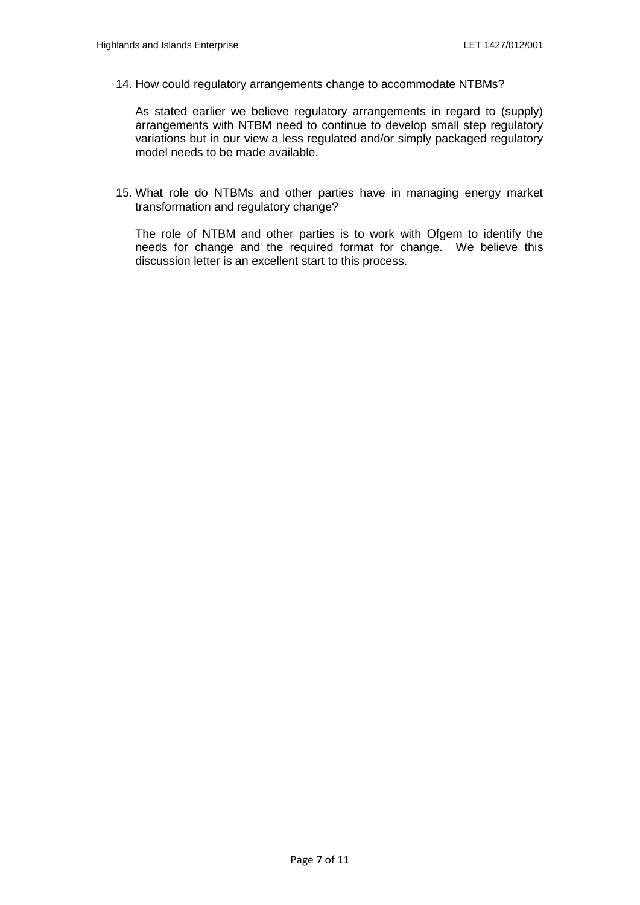14. How could regulatory arrangements change to accommodate NTBMs?

    As stated earlier we believe regulatory arrangements in regard to (supply) arrangements with NTBM need to continue to develop small step regulatory variations but in our view a less regulated and/or simply packaged regulatory model needs to be made available.

15. What role do NTBMs and other parties have in managing energy market transformation and regulatory change?

    The role of NTBM and other parties is to work with Ofgem to identify the needs for change and the required format for change. We believe this discussion letter is an excellent start to this process.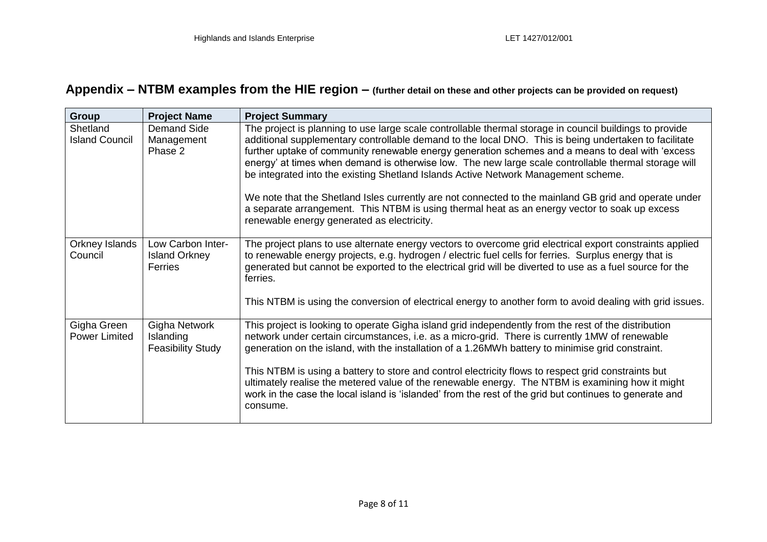## Appendix – NTBM examples from the HIE region – (further detail on these and other projects can be provided on request)

| Group | Project Name | Project Summary |
|---|---|---|
| Shetland Island Council | Demand Side Management Phase 2 | The project is planning to use large scale controllable thermal storage in council buildings to provide additional supplementary controllable demand to the local DNO. This is being undertaken to facilitate further uptake of community renewable energy generation schemes and a means to deal with 'excess energy' at times when demand is otherwise low. The new large scale controllable thermal storage will be integrated into the existing Shetland Islands Active Network Management scheme.<br><br>We note that the Shetland Isles currently are not connected to the mainland GB grid and operate under a separate arrangement. This NTBM is using thermal heat as an energy vector to soak up excess renewable energy generated as electricity. |
| Orkney Islands Council | Low Carbon Inter-Island Orkney Ferries | The project plans to use alternate energy vectors to overcome grid electrical export constraints applied to renewable energy projects, e.g. hydrogen / electric fuel cells for ferries. Surplus energy that is generated but cannot be exported to the electrical grid will be diverted to use as a fuel source for the ferries.<br><br>This NTBM is using the conversion of electrical energy to another form to avoid dealing with grid issues. |
| Gigha Green Power Limited | Gigha Network Islanding Feasibility Study | This project is looking to operate Gigha island grid independently from the rest of the distribution network under certain circumstances, i.e. as a micro-grid. There is currently 1MW of renewable generation on the island, with the installation of a 1.26MWh battery to minimise grid constraint.<br><br>This NTBM is using a battery to store and control electricity flows to respect grid constraints but ultimately realise the metered value of the renewable energy. The NTBM is examining how it might work in the case the local island is 'islanded' from the rest of the grid but continues to generate and consume. |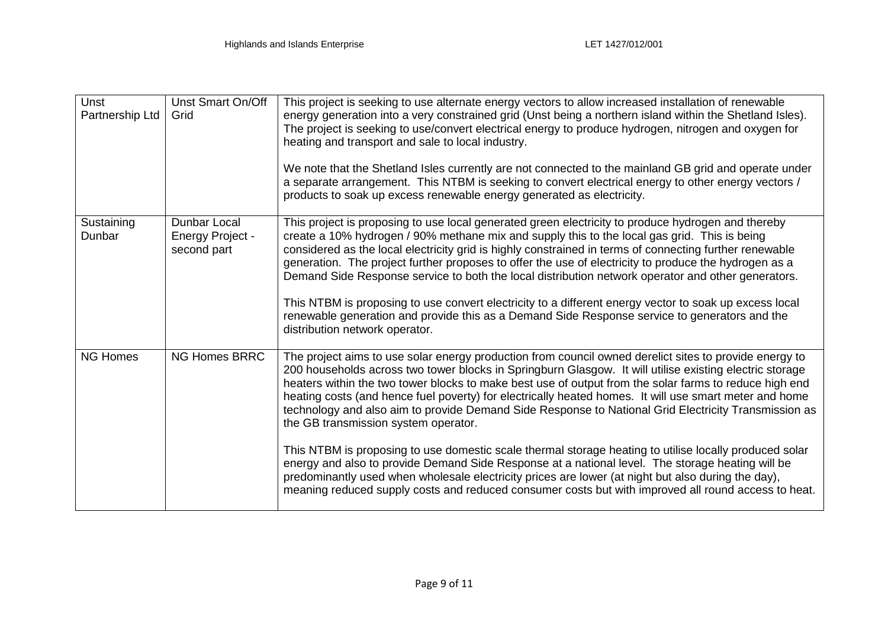| | | |
|---|---|---|
| Unst Partnership Ltd | Unst Smart On/Off Grid | This project is seeking to use alternate energy vectors to allow increased installation of renewable energy generation into a very constrained grid (Unst being a northern island within the Shetland Isles). The project is seeking to use/convert electrical energy to produce hydrogen, nitrogen and oxygen for heating and transport and sale to local industry.<br><br>We note that the Shetland Isles currently are not connected to the mainland GB grid and operate under a separate arrangement. This NTBM is seeking to convert electrical energy to other energy vectors / products to soak up excess renewable energy generated as electricity. |
| Sustaining Dunbar | Dunbar Local Energy Project - second part | This project is proposing to use local generated green electricity to produce hydrogen and thereby create a 10% hydrogen / 90% methane mix and supply this to the local gas grid. This is being considered as the local electricity grid is highly constrained in terms of connecting further renewable generation. The project further proposes to offer the use of electricity to produce the hydrogen as a Demand Side Response service to both the local distribution network operator and other generators.<br><br>This NTBM is proposing to use convert electricity to a different energy vector to soak up excess local renewable generation and provide this as a Demand Side Response service to generators and the distribution network operator. |
| NG Homes | NG Homes BRRC | The project aims to use solar energy production from council owned derelict sites to provide energy to 200 households across two tower blocks in Springburn Glasgow. It will utilise existing electric storage heaters within the two tower blocks to make best use of output from the solar farms to reduce high end heating costs (and hence fuel poverty) for electrically heated homes. It will use smart meter and home technology and also aim to provide Demand Side Response to National Grid Electricity Transmission as the GB transmission system operator.<br><br>This NTBM is proposing to use domestic scale thermal storage heating to utilise locally produced solar energy and also to provide Demand Side Response at a national level. The storage heating will be predominantly used when wholesale electricity prices are lower (at night but also during the day), meaning reduced supply costs and reduced consumer costs but with improved all round access to heat. |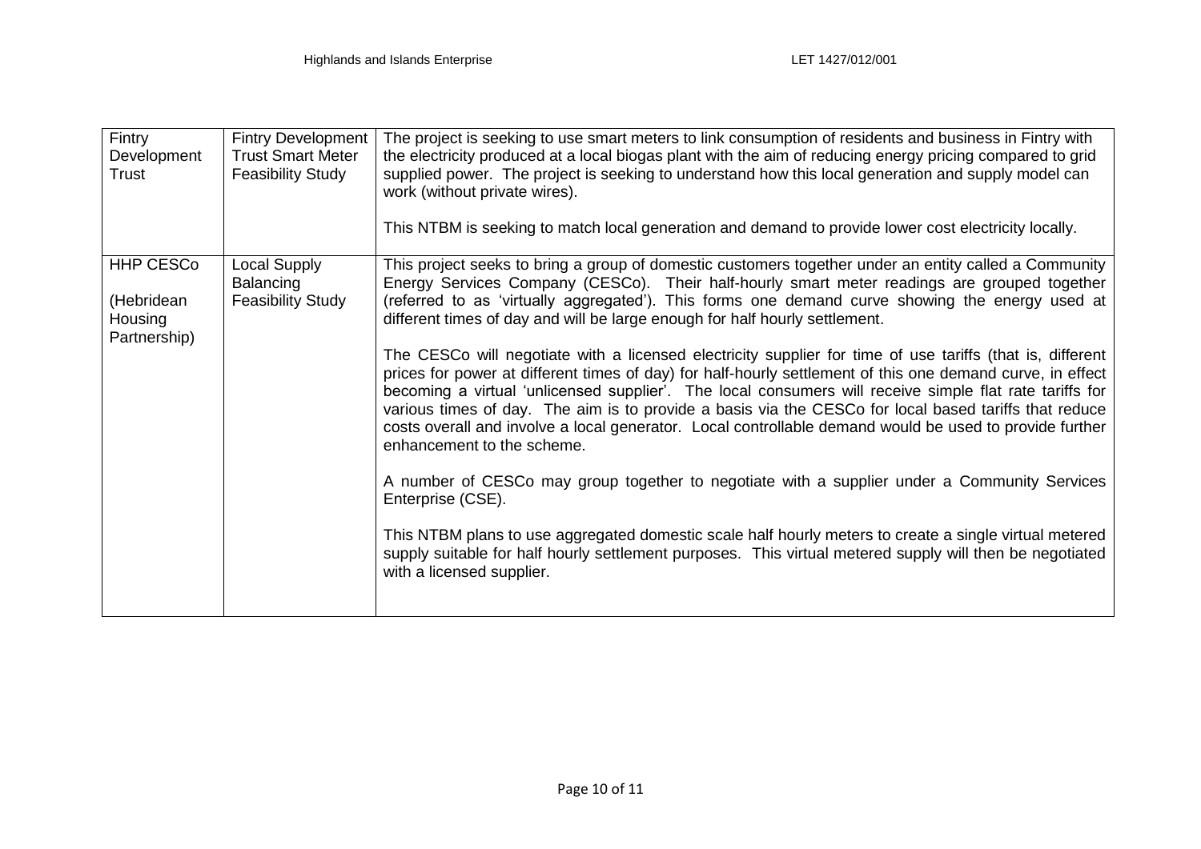| | | |
|---|---|---|
| Fintry Development Trust | Fintry Development Trust Smart Meter Feasibility Study | The project is seeking to use smart meters to link consumption of residents and business in Fintry with the electricity produced at a local biogas plant with the aim of reducing energy pricing compared to grid supplied power. The project is seeking to understand how this local generation and supply model can work (without private wires).<br><br>This NTBM is seeking to match local generation and demand to provide lower cost electricity locally. |
| HHP CESCo<br><br>(Hebridean Housing Partnership) | Local Supply Balancing Feasibility Study | This project seeks to bring a group of domestic customers together under an entity called a Community Energy Services Company (CESCo). Their half-hourly smart meter readings are grouped together (referred to as 'virtually aggregated'). This forms one demand curve showing the energy used at different times of day and will be large enough for half hourly settlement.<br><br>The CESCo will negotiate with a licensed electricity supplier for time of use tariffs (that is, different prices for power at different times of day) for half-hourly settlement of this one demand curve, in effect becoming a virtual 'unlicensed supplier'. The local consumers will receive simple flat rate tariffs for various times of day. The aim is to provide a basis via the CESCo for local based tariffs that reduce costs overall and involve a local generator. Local controllable demand would be used to provide further enhancement to the scheme.<br><br>A number of CESCo may group together to negotiate with a supplier under a Community Services Enterprise (CSE).<br><br>This NTBM plans to use aggregated domestic scale half hourly meters to create a single virtual metered supply suitable for half hourly settlement purposes. This virtual metered supply will then be negotiated with a licensed supplier. |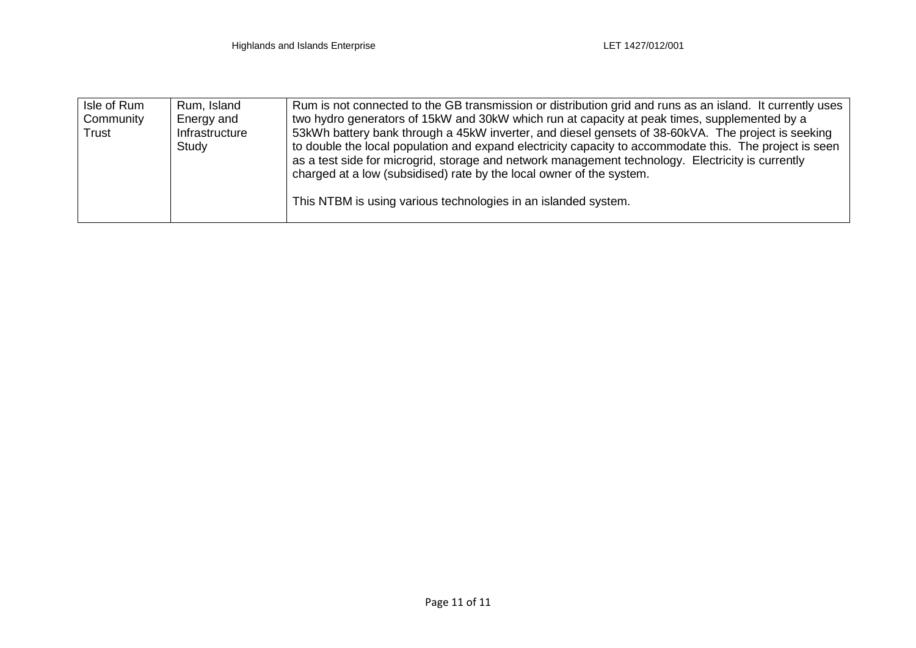| | | |
|---|---|---|
| Isle of Rum Community Trust | Rum, Island Energy and Infrastructure Study | Rum is not connected to the GB transmission or distribution grid and runs as an island. It currently uses two hydro generators of 15kW and 30kW which run at capacity at peak times, supplemented by a 53kWh battery bank through a 45kW inverter, and diesel gensets of 38-60kVA. The project is seeking to double the local population and expand electricity capacity to accommodate this. The project is seen as a test side for microgrid, storage and network management technology. Electricity is currently charged at a low (subsidised) rate by the local owner of the system.<br><br>This NTBM is using various technologies in an islanded system. |